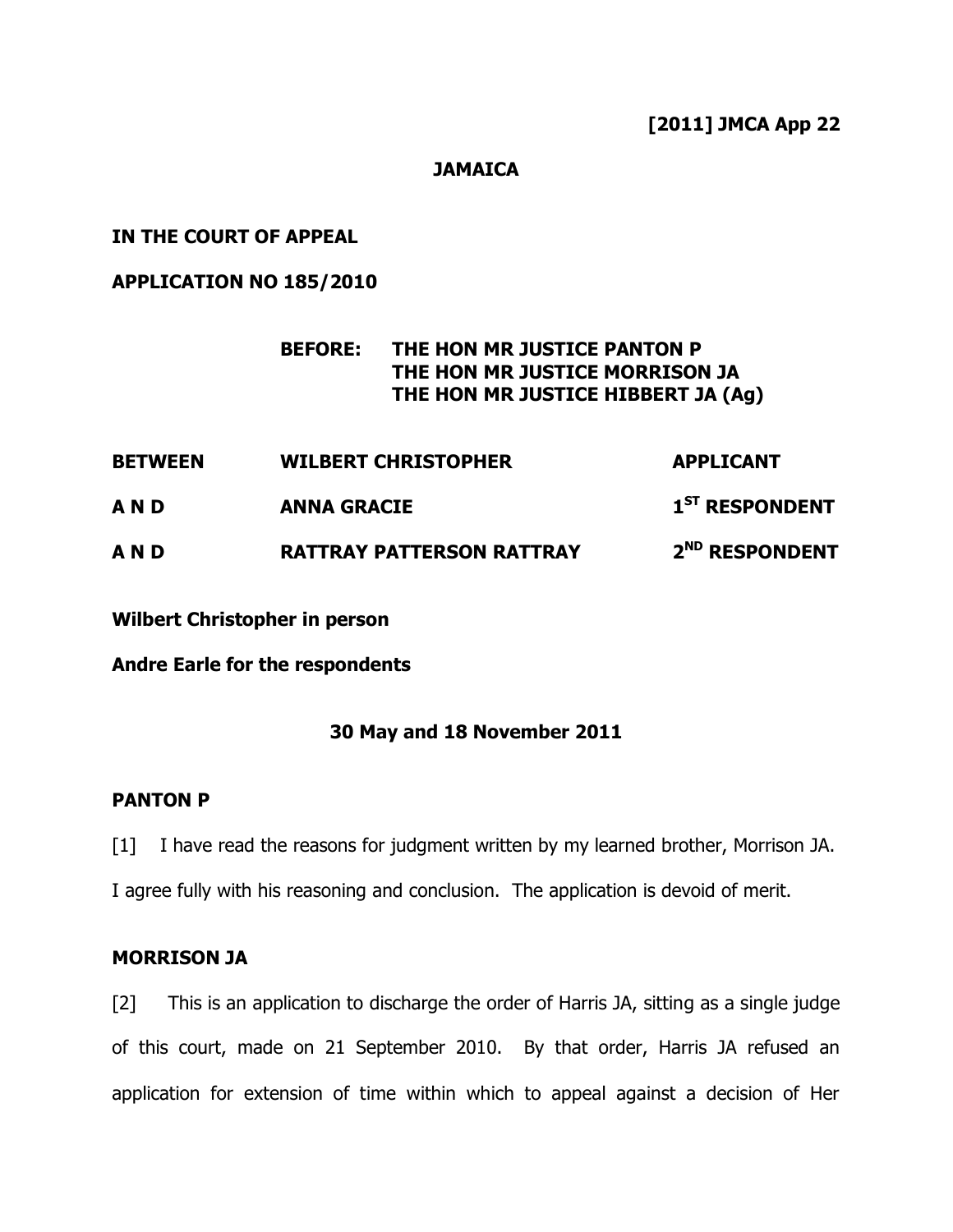**[2011] JMCA App 22**

**JAMAICA**

**IN THE COURT OF APPEAL**

**APPLICATION NO 185/2010**

**BEFORE: THE HON MR JUSTICE PANTON P**
**THE HON MR JUSTICE MORRISON JA**
**THE HON MR JUSTICE HIBBERT JA (Ag)**

| | | |
|---|---|---|
| **BETWEEN** | **WILBERT CHRISTOPHER** | **APPLICANT** |
| **A N D** | **ANNA GRACIE** | **1ST RESPONDENT** |
| **A N D** | **RATTRAY PATTERSON RATTRAY** | **2ND RESPONDENT** |

**Wilbert Christopher in person**

**Andre Earle for the respondents**

**30 May and 18 November 2011**

**PANTON P**

[1] I have read the reasons for judgment written by my learned brother, Morrison JA. I agree fully with his reasoning and conclusion. The application is devoid of merit.

**MORRISON JA**

[2] This is an application to discharge the order of Harris JA, sitting as a single judge of this court, made on 21 September 2010. By that order, Harris JA refused an application for extension of time within which to appeal against a decision of Her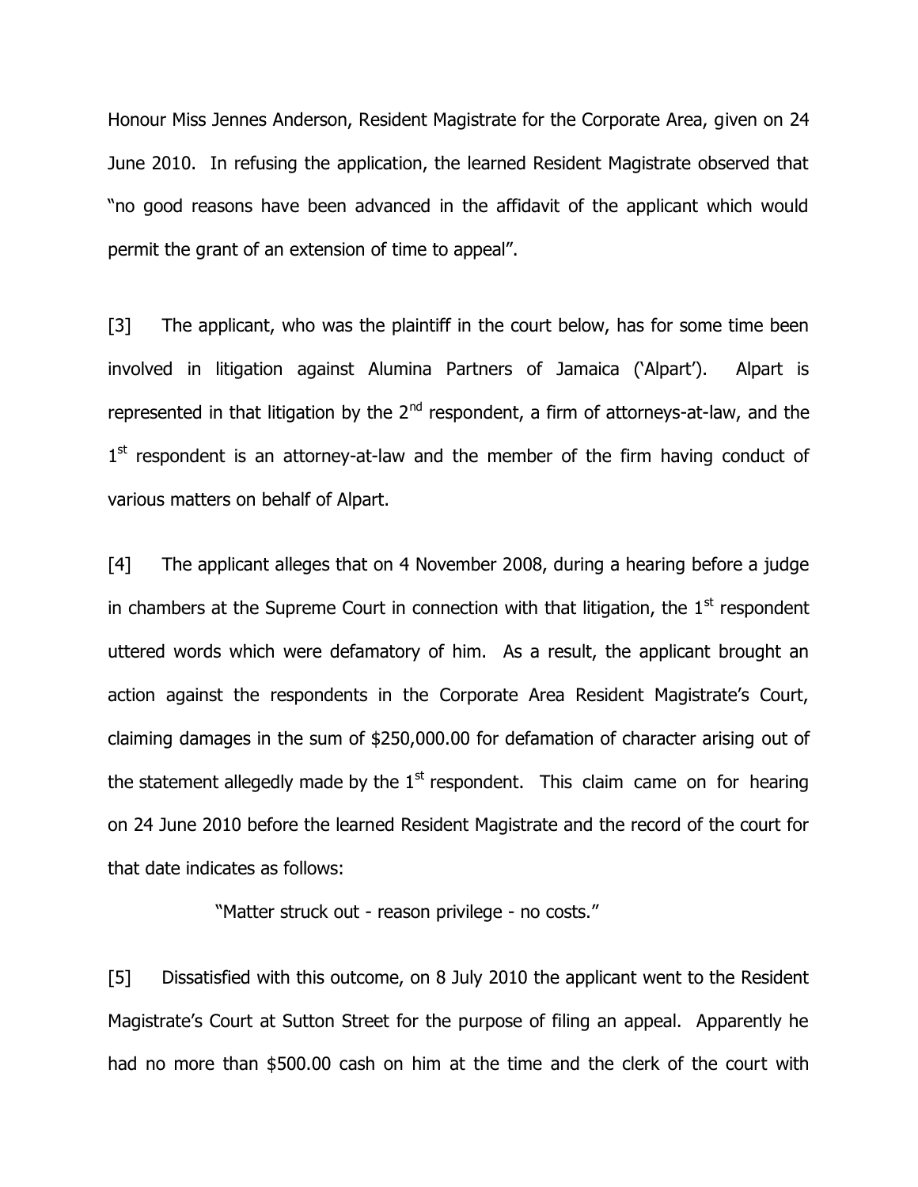Honour Miss Jennes Anderson, Resident Magistrate for the Corporate Area, given on 24 June 2010. In refusing the application, the learned Resident Magistrate observed that "no good reasons have been advanced in the affidavit of the applicant which would permit the grant of an extension of time to appeal".

[3] The applicant, who was the plaintiff in the court below, has for some time been involved in litigation against Alumina Partners of Jamaica ('Alpart'). Alpart is represented in that litigation by the 2nd respondent, a firm of attorneys-at-law, and the 1st respondent is an attorney-at-law and the member of the firm having conduct of various matters on behalf of Alpart.

[4] The applicant alleges that on 4 November 2008, during a hearing before a judge in chambers at the Supreme Court in connection with that litigation, the 1st respondent uttered words which were defamatory of him. As a result, the applicant brought an action against the respondents in the Corporate Area Resident Magistrate's Court, claiming damages in the sum of $250,000.00 for defamation of character arising out of the statement allegedly made by the 1st respondent. This claim came on for hearing on 24 June 2010 before the learned Resident Magistrate and the record of the court for that date indicates as follows:

> "Matter struck out - reason privilege - no costs."

[5] Dissatisfied with this outcome, on 8 July 2010 the applicant went to the Resident Magistrate's Court at Sutton Street for the purpose of filing an appeal. Apparently he had no more than $500.00 cash on him at the time and the clerk of the court with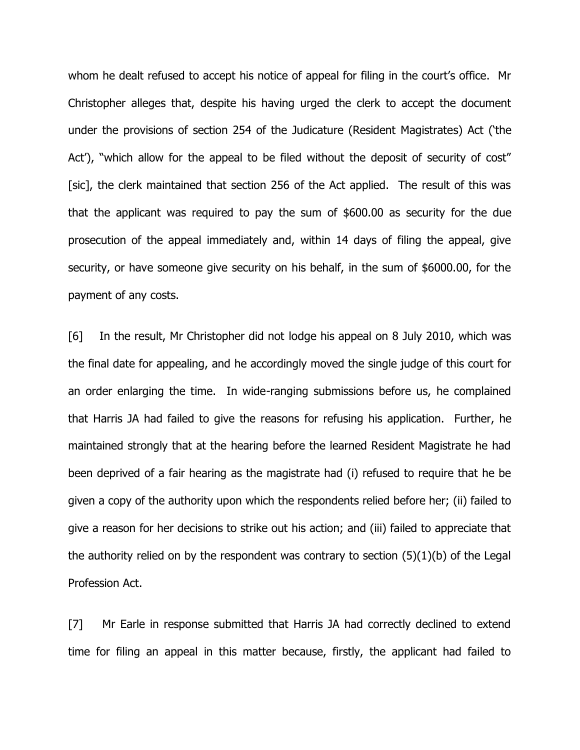whom he dealt refused to accept his notice of appeal for filing in the court's office. Mr Christopher alleges that, despite his having urged the clerk to accept the document under the provisions of section 254 of the Judicature (Resident Magistrates) Act ('the Act'), "which allow for the appeal to be filed without the deposit of security of cost" [sic], the clerk maintained that section 256 of the Act applied. The result of this was that the applicant was required to pay the sum of $600.00 as security for the due prosecution of the appeal immediately and, within 14 days of filing the appeal, give security, or have someone give security on his behalf, in the sum of $6000.00, for the payment of any costs.

[6] In the result, Mr Christopher did not lodge his appeal on 8 July 2010, which was the final date for appealing, and he accordingly moved the single judge of this court for an order enlarging the time. In wide-ranging submissions before us, he complained that Harris JA had failed to give the reasons for refusing his application. Further, he maintained strongly that at the hearing before the learned Resident Magistrate he had been deprived of a fair hearing as the magistrate had (i) refused to require that he be given a copy of the authority upon which the respondents relied before her; (ii) failed to give a reason for her decisions to strike out his action; and (iii) failed to appreciate that the authority relied on by the respondent was contrary to section (5)(1)(b) of the Legal Profession Act.

[7] Mr Earle in response submitted that Harris JA had correctly declined to extend time for filing an appeal in this matter because, firstly, the applicant had failed to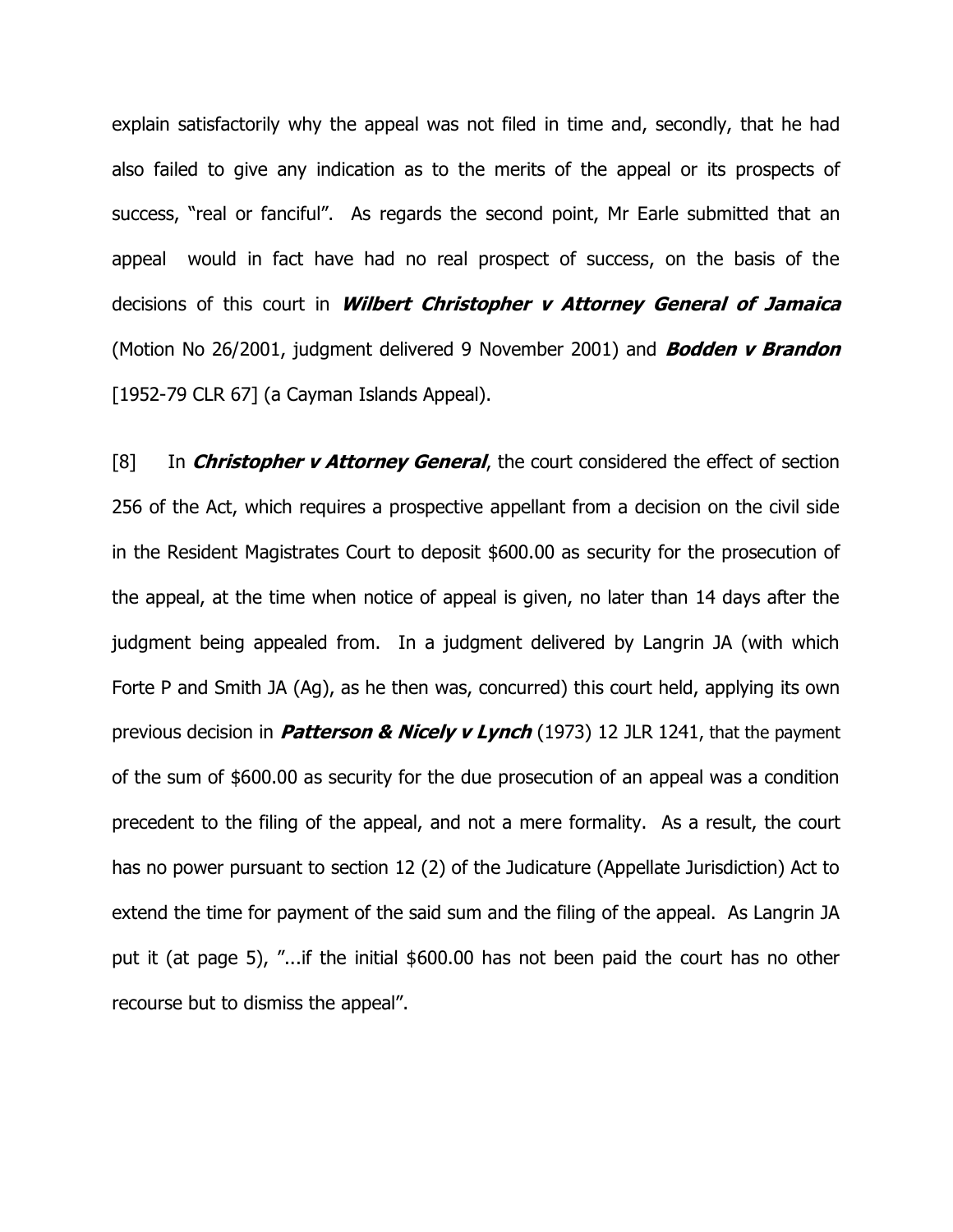explain satisfactorily why the appeal was not filed in time and, secondly, that he had also failed to give any indication as to the merits of the appeal or its prospects of success, "real or fanciful". As regards the second point, Mr Earle submitted that an appeal would in fact have had no real prospect of success, on the basis of the decisions of this court in ***Wilbert Christopher v Attorney General of Jamaica*** (Motion No 26/2001, judgment delivered 9 November 2001) and ***Bodden v Brandon*** [1952-79 CLR 67] (a Cayman Islands Appeal).

[8] In ***Christopher v Attorney General***, the court considered the effect of section 256 of the Act, which requires a prospective appellant from a decision on the civil side in the Resident Magistrates Court to deposit $600.00 as security for the prosecution of the appeal, at the time when notice of appeal is given, no later than 14 days after the judgment being appealed from. In a judgment delivered by Langrin JA (with which Forte P and Smith JA (Ag), as he then was, concurred) this court held, applying its own previous decision in ***Patterson & Nicely v Lynch*** (1973) 12 JLR 1241, that the payment of the sum of $600.00 as security for the due prosecution of an appeal was a condition precedent to the filing of the appeal, and not a mere formality. As a result, the court has no power pursuant to section 12 (2) of the Judicature (Appellate Jurisdiction) Act to extend the time for payment of the said sum and the filing of the appeal. As Langrin JA put it (at page 5), "...if the initial $600.00 has not been paid the court has no other recourse but to dismiss the appeal".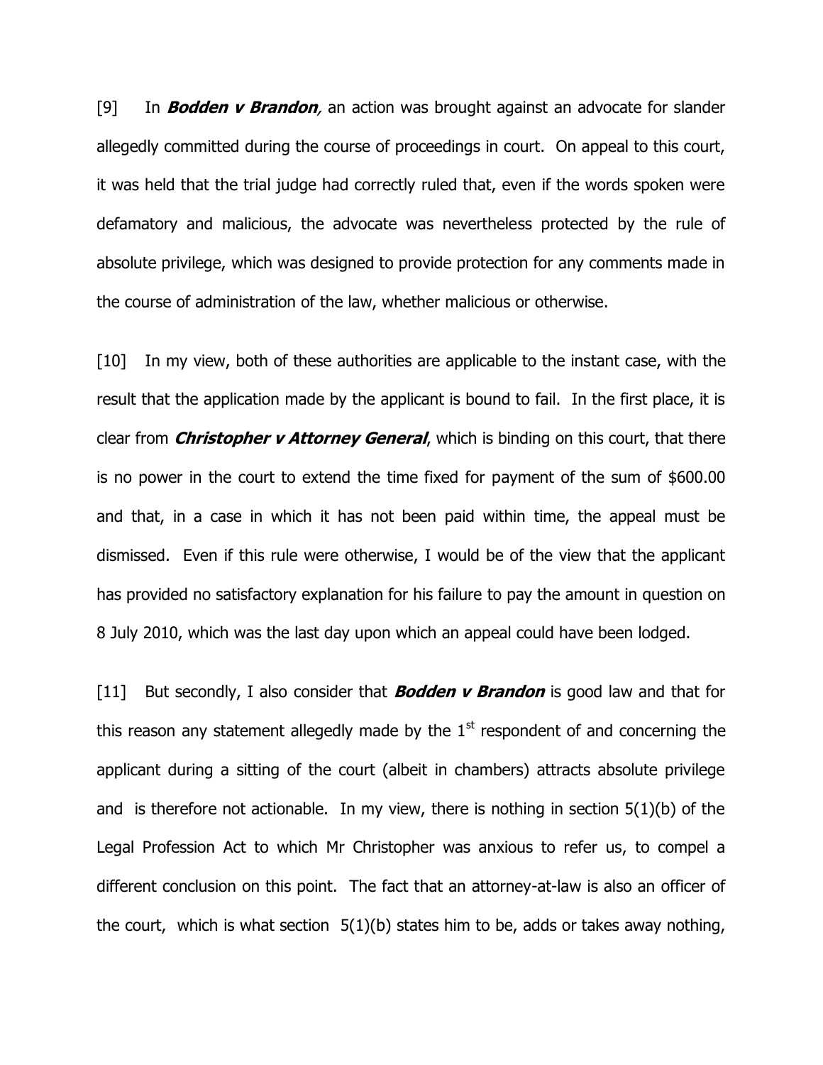[9] In ***Bodden v Brandon**,* an action was brought against an advocate for slander allegedly committed during the course of proceedings in court. On appeal to this court, it was held that the trial judge had correctly ruled that, even if the words spoken were defamatory and malicious, the advocate was nevertheless protected by the rule of absolute privilege, which was designed to provide protection for any comments made in the course of administration of the law, whether malicious or otherwise.

[10] In my view, both of these authorities are applicable to the instant case, with the result that the application made by the applicant is bound to fail. In the first place, it is clear from ***Christopher v Attorney General***, which is binding on this court, that there is no power in the court to extend the time fixed for payment of the sum of $600.00 and that, in a case in which it has not been paid within time, the appeal must be dismissed. Even if this rule were otherwise, I would be of the view that the applicant has provided no satisfactory explanation for his failure to pay the amount in question on 8 July 2010, which was the last day upon which an appeal could have been lodged.

[11] But secondly, I also consider that ***Bodden v Brandon*** is good law and that for this reason any statement allegedly made by the 1st respondent of and concerning the applicant during a sitting of the court (albeit in chambers) attracts absolute privilege and is therefore not actionable. In my view, there is nothing in section 5(1)(b) of the Legal Profession Act to which Mr Christopher was anxious to refer us, to compel a different conclusion on this point. The fact that an attorney-at-law is also an officer of the court, which is what section 5(1)(b) states him to be, adds or takes away nothing,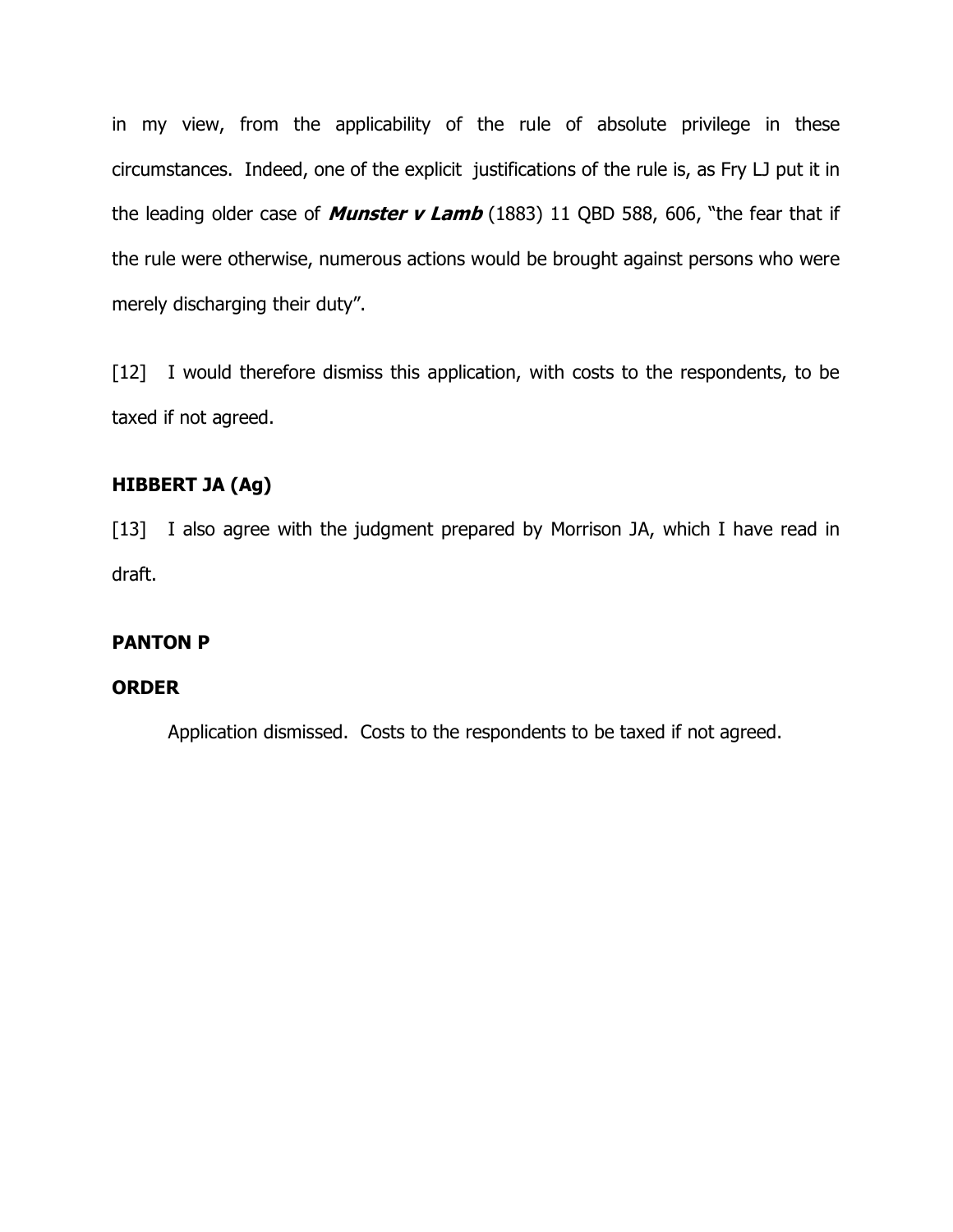in my view, from the applicability of the rule of absolute privilege in these circumstances. Indeed, one of the explicit justifications of the rule is, as Fry LJ put it in the leading older case of ***Munster v Lamb*** (1883) 11 QBD 588, 606, "the fear that if the rule were otherwise, numerous actions would be brought against persons who were merely discharging their duty".

[12] I would therefore dismiss this application, with costs to the respondents, to be taxed if not agreed.

**HIBBERT JA (Ag)**

[13] I also agree with the judgment prepared by Morrison JA, which I have read in draft.

**PANTON P**

**ORDER**

Application dismissed. Costs to the respondents to be taxed if not agreed.